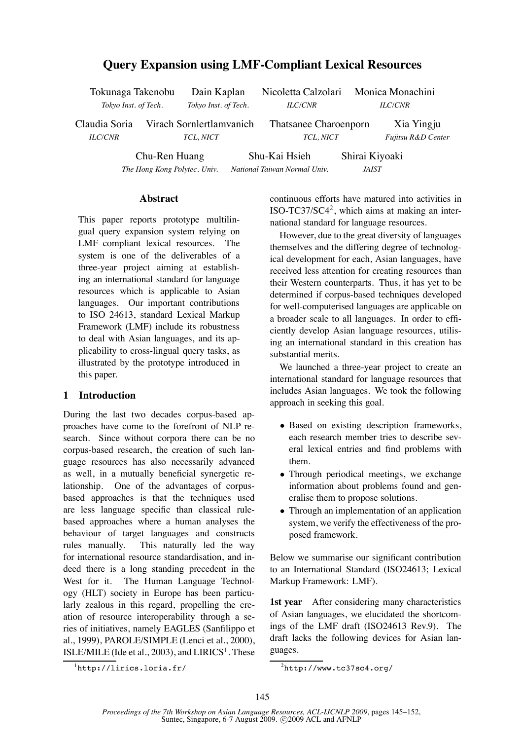# Query Expansion using LMF-Compliant Lexical Resources

Tokunaga Takenobu — *Tokyo Inst. of Tech.*
Dain Kaplan — *Tokyo Inst. of Tech.*
Nicoletta Calzolari — *ILC/CNR*
Monica Monachini — *ILC/CNR*
Claudia Soria — *ILC/CNR*
Virach Sornlertlamvanich — *TCL, NICT*
Thatsanee Charoenporn — *TCL, NICT*
Xia Yingju — *Fujitsu R&D Center*
Chu-Ren Huang — *The Hong Kong Polytec. Univ.*
Shu-Kai Hsieh — *National Taiwan Normal Univ.*
Shirai Kiyoaki — *JAIST*

## Abstract

This paper reports prototype multilingual query expansion system relying on LMF compliant lexical resources. The system is one of the deliverables of a three-year project aiming at establishing an international standard for language resources which is applicable to Asian languages. Our important contributions to ISO 24613, standard Lexical Markup Framework (LMF) include its robustness to deal with Asian languages, and its applicability to cross-lingual query tasks, as illustrated by the prototype introduced in this paper.

## 1 Introduction

During the last two decades corpus-based approaches have come to the forefront of NLP research. Since without corpora there can be no corpus-based research, the creation of such language resources has also necessarily advanced as well, in a mutually beneficial synergetic relationship. One of the advantages of corpus-based approaches is that the techniques used are less language specific than classical rule-based approaches where a human analyses the behaviour of target languages and constructs rules manually. This naturally led the way for international resource standardisation, and indeed there is a long standing precedent in the West for it. The Human Language Technology (HLT) society in Europe has been particularly zealous in this regard, propelling the creation of resource interoperability through a series of initiatives, namely EAGLES (Sanfilippo et al., 1999), PAROLE/SIMPLE (Lenci et al., 2000), ISLE/MILE (Ide et al., 2003), and LIRICS[1]. These continuous efforts have matured into activities in ISO-TC37/SC4[2], which aims at making an international standard for language resources.

However, due to the great diversity of languages themselves and the differing degree of technological development for each, Asian languages, have received less attention for creating resources than their Western counterparts. Thus, it has yet to be determined if corpus-based techniques developed for well-computerised languages are applicable on a broader scale to all languages. In order to efficiently develop Asian language resources, utilising an international standard in this creation has substantial merits.

We launched a three-year project to create an international standard for language resources that includes Asian languages. We took the following approach in seeking this goal.

- Based on existing description frameworks, each research member tries to describe several lexical entries and find problems with them.
- Through periodical meetings, we exchange information about problems found and generalise them to propose solutions.
- Through an implementation of an application system, we verify the effectiveness of the proposed framework.

Below we summarise our significant contribution to an International Standard (ISO24613; Lexical Markup Framework: LMF).

**1st year** After considering many characteristics of Asian languages, we elucidated the shortcomings of the LMF draft (ISO24613 Rev.9). The draft lacks the following devices for Asian languages.

[1] http://lirics.loria.fr/

[2] http://www.tc37sc4.org/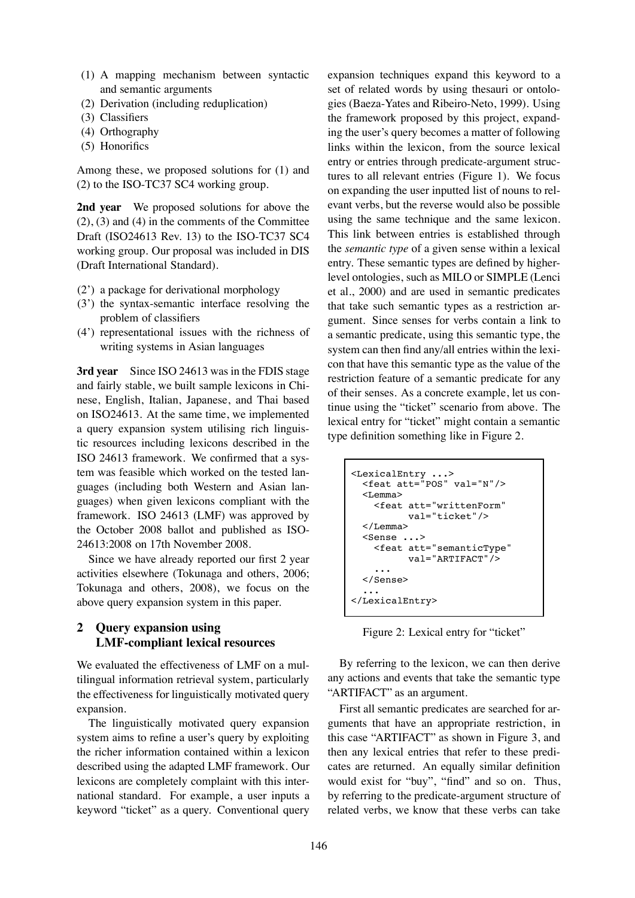(1) A mapping mechanism between syntactic and semantic arguments
(2) Derivation (including reduplication)
(3) Classifiers
(4) Orthography
(5) Honorifics

Among these, we proposed solutions for (1) and (2) to the ISO-TC37 SC4 working group.

**2nd year** We proposed solutions for above the (2), (3) and (4) in the comments of the Committee Draft (ISO24613 Rev. 13) to the ISO-TC37 SC4 working group. Our proposal was included in DIS (Draft International Standard).

(2') a package for derivational morphology
(3') the syntax-semantic interface resolving the problem of classifiers
(4') representational issues with the richness of writing systems in Asian languages

**3rd year** Since ISO 24613 was in the FDIS stage and fairly stable, we built sample lexicons in Chinese, English, Italian, Japanese, and Thai based on ISO24613. At the same time, we implemented a query expansion system utilising rich linguistic resources including lexicons described in the ISO 24613 framework. We confirmed that a system was feasible which worked on the tested languages (including both Western and Asian languages) when given lexicons compliant with the framework. ISO 24613 (LMF) was approved by the October 2008 ballot and published as ISO-24613:2008 on 17th November 2008.

Since we have already reported our first 2 year activities elsewhere (Tokunaga and others, 2006; Tokunaga and others, 2008), we focus on the above query expansion system in this paper.

## 2 Query expansion using LMF-compliant lexical resources

We evaluated the effectiveness of LMF on a multilingual information retrieval system, particularly the effectiveness for linguistically motivated query expansion.

The linguistically motivated query expansion system aims to refine a user's query by exploiting the richer information contained within a lexicon described using the adapted LMF framework. Our lexicons are completely complaint with this international standard. For example, a user inputs a keyword "ticket" as a query. Conventional query expansion techniques expand this keyword to a set of related words by using thesauri or ontologies (Baeza-Yates and Ribeiro-Neto, 1999). Using the framework proposed by this project, expanding the user's query becomes a matter of following links within the lexicon, from the source lexical entry or entries through predicate-argument structures to all relevant entries (Figure 1). We focus on expanding the user inputted list of nouns to relevant verbs, but the reverse would also be possible using the same technique and the same lexicon. This link between entries is established through the *semantic type* of a given sense within a lexical entry. These semantic types are defined by higher-level ontologies, such as MILO or SIMPLE (Lenci et al., 2000) and are used in semantic predicates that take such semantic types as a restriction argument. Since senses for verbs contain a link to a semantic predicate, using this semantic type, the system can then find any/all entries within the lexicon that have this semantic type as the value of the restriction feature of a semantic predicate for any of their senses. As a concrete example, let us continue using the "ticket" scenario from above. The lexical entry for "ticket" might contain a semantic type definition something like in Figure 2.

```
<LexicalEntry ...>
  <feat att="POS" val="N"/>
  <Lemma>
    <feat att="writtenForm"
          val="ticket"/>
  </Lemma>
  <Sense ...>
    <feat att="semanticType"
          val="ARTIFACT"/>
    ...
  </Sense>
  ...
</LexicalEntry>
```

Figure 2: Lexical entry for "ticket"

By referring to the lexicon, we can then derive any actions and events that take the semantic type "ARTIFACT" as an argument.

First all semantic predicates are searched for arguments that have an appropriate restriction, in this case "ARTIFACT" as shown in Figure 3, and then any lexical entries that refer to these predicates are returned. An equally similar definition would exist for "buy", "find" and so on. Thus, by referring to the predicate-argument structure of related verbs, we know that these verbs can take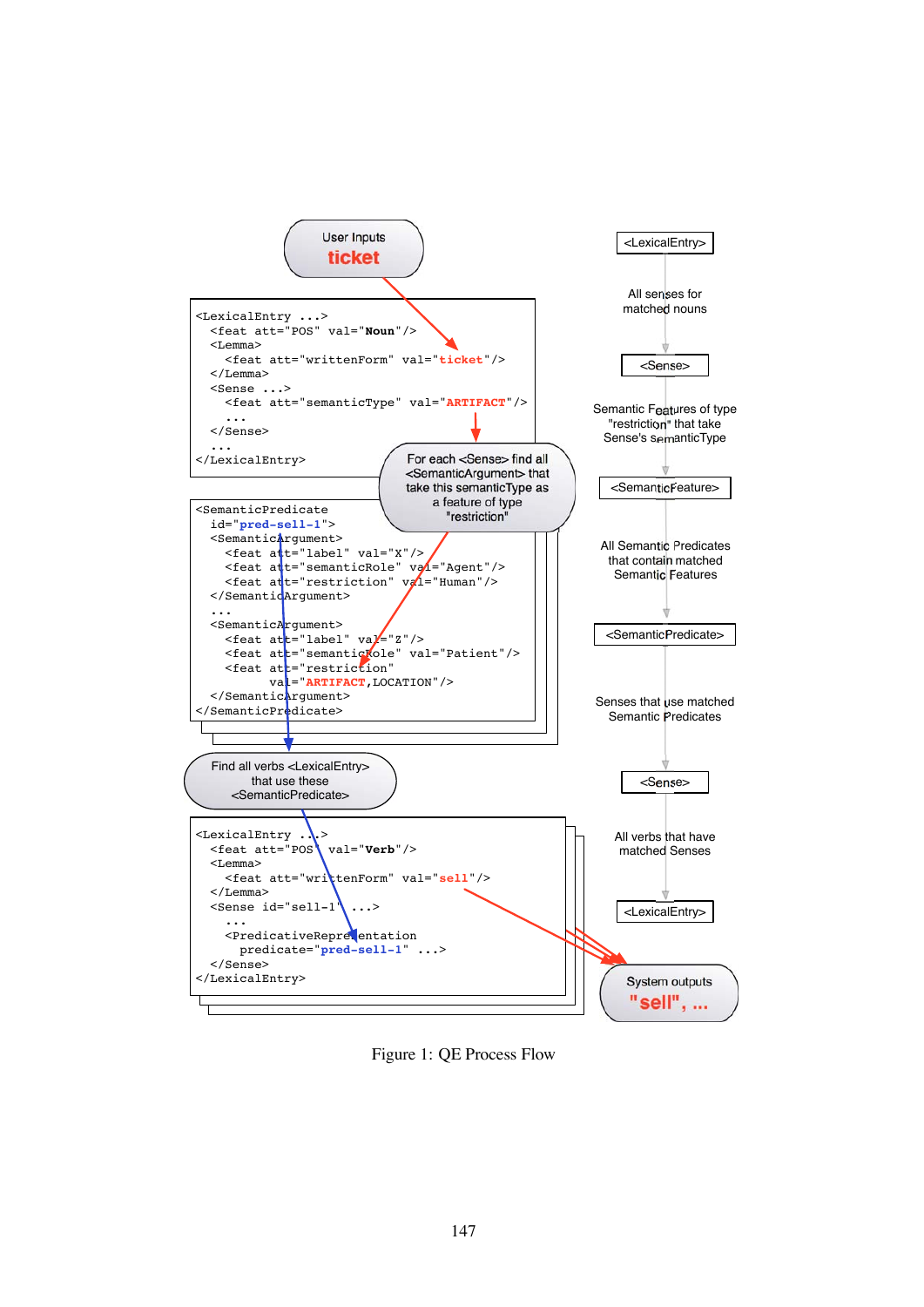User Inputs
**ticket**

```
<LexicalEntry ...>
  <feat att="POS" val="Noun"/>
  <Lemma>
    <feat att="writtenForm" val="ticket"/>
  </Lemma>
  <Sense ...>
    <feat att="semanticType" val="ARTIFACT"/>
    ...
  </Sense>
  ...
</LexicalEntry>
```

For each <Sense> find all <SemanticArgument> that take this semanticType as a feature of type "restriction"

```
<SemanticPredicate
  id="pred-sell-1">
  <SemanticArgument>
    <feat att="label" val="X"/>
    <feat att="semanticRole" val="Agent"/>
    <feat att="restriction" val="Human"/>
  </SemanticArgument>
  ...
  <SemanticArgument>
    <feat att="label" val="Z"/>
    <feat att="semanticRole" val="Patient"/>
    <feat att="restriction"
        val="ARTIFACT,LOCATION"/>
  </SemanticArgument>
</SemanticPredicate>
```

Find all verbs <LexicalEntry> that use these <SemanticPredicate>

```
<LexicalEntry ...>
  <feat att="POS" val="Verb"/>
  <Lemma>
    <feat att="writtenForm" val="sell"/>
  </Lemma>
  <Sense id="sell-1" ...>
   ...
   <PredicativeRepresentation
     predicate="pred-sell-1" ...>
  </Sense>
</LexicalEntry>
```

System outputs
**"sell", ...**

<LexicalEntry>
All senses for matched nouns
<Sense>
Semantic Features of type "restriction" that take Sense's semanticType
<SemanticFeature>
All Semantic Predicates that contain matched Semantic Features
<SemanticPredicate>
Senses that use matched Semantic Predicates
<Sense>
All verbs that have matched Senses
<LexicalEntry>

Figure 1: QE Process Flow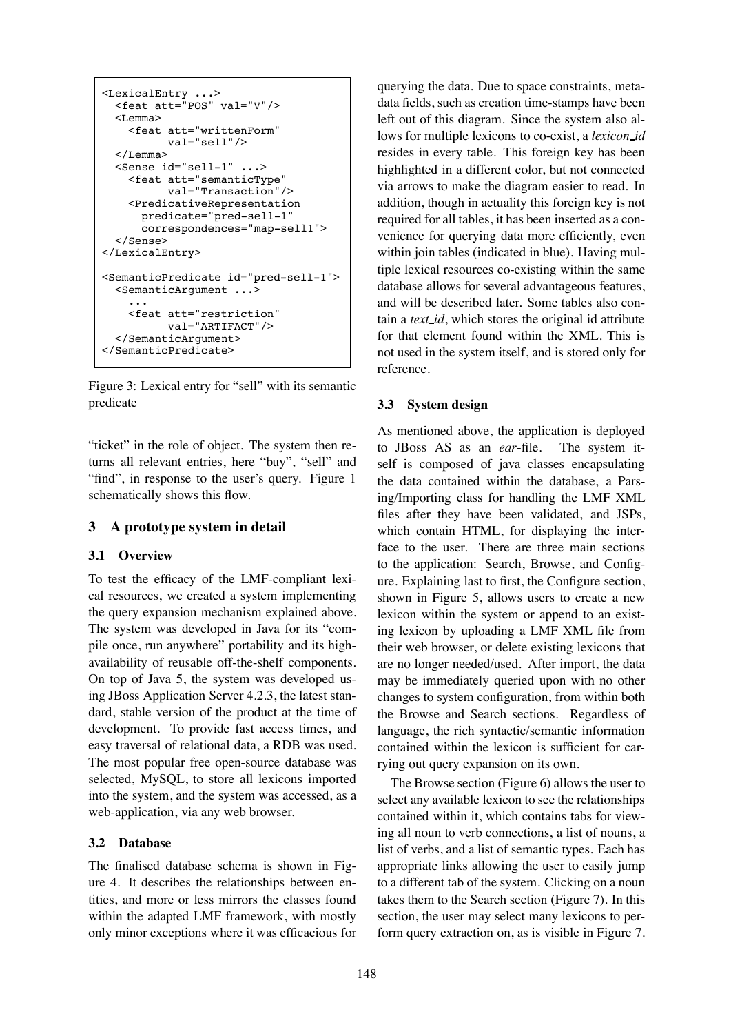```
<LexicalEntry ...>
  <feat att="POS" val="V"/>
  <Lemma>
    <feat att="writtenForm"
          val="sell"/>
  </Lemma>
  <Sense id="sell-1" ...>
    <feat att="semanticType"
          val="Transaction"/>
    <PredicativeRepresentation
      predicate="pred-sell-1"
      correspondences="map-sell1">
  </Sense>
</LexicalEntry>

<SemanticPredicate id="pred-sell-1">
  <SemanticArgument ...>
    ...
    <feat att="restriction"
          val="ARTIFACT"/>
  </SemanticArgument>
</SemanticPredicate>
```

Figure 3: Lexical entry for "sell" with its semantic predicate

"ticket" in the role of object. The system then returns all relevant entries, here "buy", "sell" and "find", in response to the user's query. Figure 1 schematically shows this flow.

## 3 A prototype system in detail

### 3.1 Overview

To test the efficacy of the LMF-compliant lexical resources, we created a system implementing the query expansion mechanism explained above. The system was developed in Java for its "compile once, run anywhere" portability and its high-availability of reusable off-the-shelf components. On top of Java 5, the system was developed using JBoss Application Server 4.2.3, the latest standard, stable version of the product at the time of development. To provide fast access times, and easy traversal of relational data, a RDB was used. The most popular free open-source database was selected, MySQL, to store all lexicons imported into the system, and the system was accessed, as a web-application, via any web browser.

### 3.2 Database

The finalised database schema is shown in Figure 4. It describes the relationships between entities, and more or less mirrors the classes found within the adapted LMF framework, with mostly only minor exceptions where it was efficacious for querying the data. Due to space constraints, meta-data fields, such as creation time-stamps have been left out of this diagram. Since the system also allows for multiple lexicons to co-exist, a *lexicon_id* resides in every table. This foreign key has been highlighted in a different color, but not connected via arrows to make the diagram easier to read. In addition, though in actuality this foreign key is not required for all tables, it has been inserted as a convenience for querying data more efficiently, even within join tables (indicated in blue). Having multiple lexical resources co-existing within the same database allows for several advantageous features, and will be described later. Some tables also contain a *text_id*, which stores the original id attribute for that element found within the XML. This is not used in the system itself, and is stored only for reference.

### 3.3 System design

As mentioned above, the application is deployed to JBoss AS as an *ear*-file. The system itself is composed of java classes encapsulating the data contained within the database, a Parsing/Importing class for handling the LMF XML files after they have been validated, and JSPs, which contain HTML, for displaying the interface to the user. There are three main sections to the application: Search, Browse, and Configure. Explaining last to first, the Configure section, shown in Figure 5, allows users to create a new lexicon within the system or append to an existing lexicon by uploading a LMF XML file from their web browser, or delete existing lexicons that are no longer needed/used. After import, the data may be immediately queried upon with no other changes to system configuration, from within both the Browse and Search sections. Regardless of language, the rich syntactic/semantic information contained within the lexicon is sufficient for carrying out query expansion on its own.

The Browse section (Figure 6) allows the user to select any available lexicon to see the relationships contained within it, which contains tabs for viewing all noun to verb connections, a list of nouns, a list of verbs, and a list of semantic types. Each has appropriate links allowing the user to easily jump to a different tab of the system. Clicking on a noun takes them to the Search section (Figure 7). In this section, the user may select many lexicons to perform query extraction on, as is visible in Figure 7.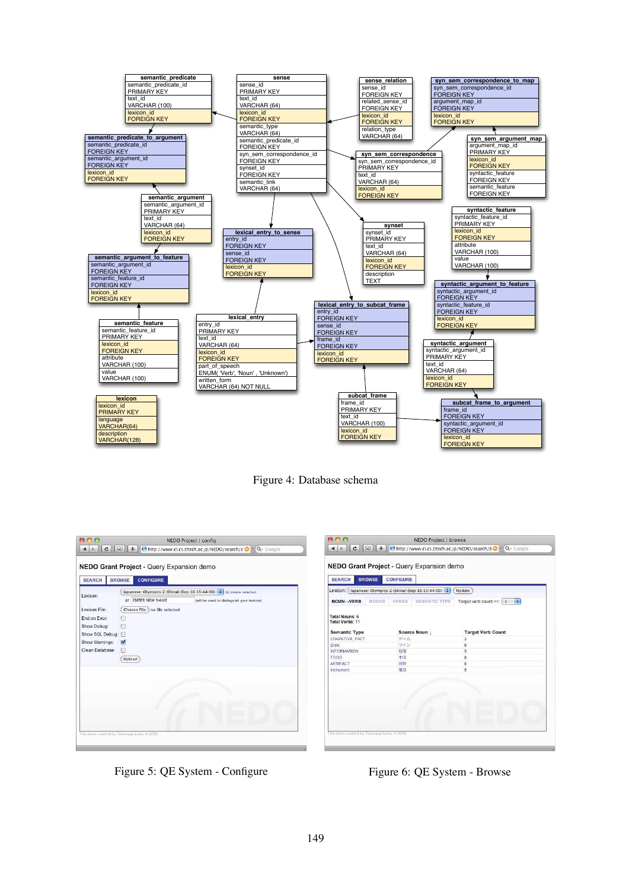Figure 4: Database schema

Figure 5: QE System - Configure

Figure 6: QE System - Browse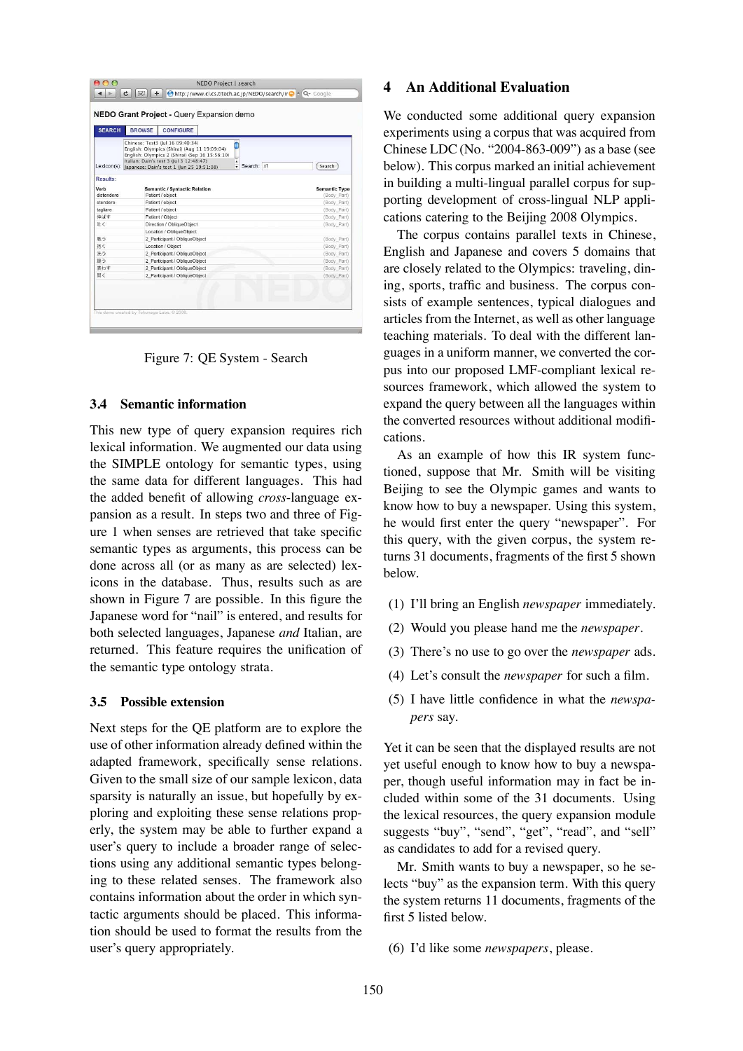Figure 7: QE System - Search

### 3.4 Semantic information

This new type of query expansion requires rich lexical information. We augmented our data using the SIMPLE ontology for semantic types, using the same data for different languages. This had the added benefit of allowing *cross*-language expansion as a result. In steps two and three of Figure 1 when senses are retrieved that take specific semantic types as arguments, this process can be done across all (or as many as are selected) lexicons in the database. Thus, results such as are shown in Figure 7 are possible. In this figure the Japanese word for "nail" is entered, and results for both selected languages, Japanese *and* Italian, are returned. This feature requires the unification of the semantic type ontology strata.

### 3.5 Possible extension

Next steps for the QE platform are to explore the use of other information already defined within the adapted framework, specifically sense relations. Given to the small size of our sample lexicon, data sparsity is naturally an issue, but hopefully by exploring and exploiting these sense relations properly, the system may be able to further expand a user's query to include a broader range of selections using any additional semantic types belonging to these related senses. The framework also contains information about the order in which syntactic arguments should be placed. This information should be used to format the results from the user's query appropriately.

## 4 An Additional Evaluation

We conducted some additional query expansion experiments using a corpus that was acquired from Chinese LDC (No. "2004-863-009") as a base (see below). This corpus marked an initial achievement in building a multi-lingual parallel corpus for supporting development of cross-lingual NLP applications catering to the Beijing 2008 Olympics.

The corpus contains parallel texts in Chinese, English and Japanese and covers 5 domains that are closely related to the Olympics: traveling, dining, sports, traffic and business. The corpus consists of example sentences, typical dialogues and articles from the Internet, as well as other language teaching materials. To deal with the different languages in a uniform manner, we converted the corpus into our proposed LMF-compliant lexical resources framework, which allowed the system to expand the query between all the languages within the converted resources without additional modifications.

As an example of how this IR system functioned, suppose that Mr. Smith will be visiting Beijing to see the Olympic games and wants to know how to buy a newspaper. Using this system, he would first enter the query "newspaper". For this query, with the given corpus, the system returns 31 documents, fragments of the first 5 shown below.

(1) I'll bring an English *newspaper* immediately.

(2) Would you please hand me the *newspaper*.

(3) There's no use to go over the *newspaper* ads.

(4) Let's consult the *newspaper* for such a film.

(5) I have little confidence in what the *newspapers* say.

Yet it can be seen that the displayed results are not yet useful enough to know how to buy a newspaper, though useful information may in fact be included within some of the 31 documents. Using the lexical resources, the query expansion module suggests "buy", "send", "get", "read", and "sell" as candidates to add for a revised query.

Mr. Smith wants to buy a newspaper, so he selects "buy" as the expansion term. With this query the system returns 11 documents, fragments of the first 5 listed below.

(6) I'd like some *newspapers*, please.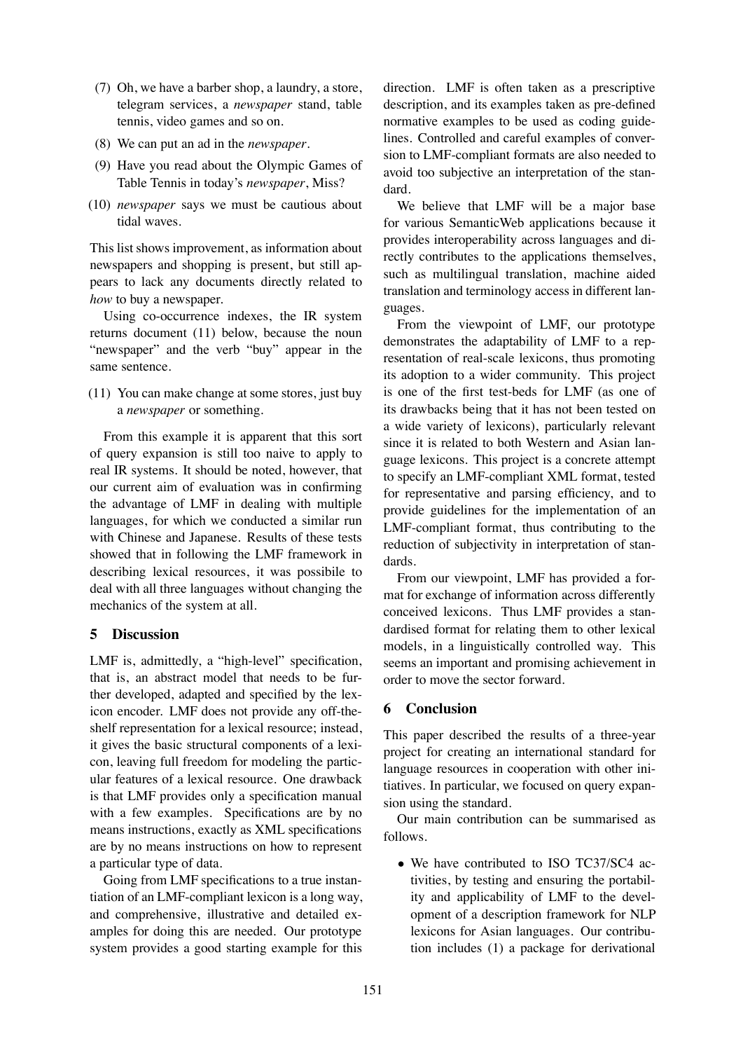(7) Oh, we have a barber shop, a laundry, a store, telegram services, a *newspaper* stand, table tennis, video games and so on.

(8) We can put an ad in the *newspaper*.

(9) Have you read about the Olympic Games of Table Tennis in today's *newspaper*, Miss?

(10) *newspaper* says we must be cautious about tidal waves.

This list shows improvement, as information about newspapers and shopping is present, but still appears to lack any documents directly related to *how* to buy a newspaper.

Using co-occurrence indexes, the IR system returns document (11) below, because the noun "newspaper" and the verb "buy" appear in the same sentence.

(11) You can make change at some stores, just buy a *newspaper* or something.

From this example it is apparent that this sort of query expansion is still too naive to apply to real IR systems. It should be noted, however, that our current aim of evaluation was in confirming the advantage of LMF in dealing with multiple languages, for which we conducted a similar run with Chinese and Japanese. Results of these tests showed that in following the LMF framework in describing lexical resources, it was possibile to deal with all three languages without changing the mechanics of the system at all.

## 5 Discussion

LMF is, admittedly, a "high-level" specification, that is, an abstract model that needs to be further developed, adapted and specified by the lexicon encoder. LMF does not provide any off-the-shelf representation for a lexical resource; instead, it gives the basic structural components of a lexicon, leaving full freedom for modeling the particular features of a lexical resource. One drawback is that LMF provides only a specification manual with a few examples. Specifications are by no means instructions, exactly as XML specifications are by no means instructions on how to represent a particular type of data.

Going from LMF specifications to a true instantiation of an LMF-compliant lexicon is a long way, and comprehensive, illustrative and detailed examples for doing this are needed. Our prototype system provides a good starting example for this direction. LMF is often taken as a prescriptive description, and its examples taken as pre-defined normative examples to be used as coding guidelines. Controlled and careful examples of conversion to LMF-compliant formats are also needed to avoid too subjective an interpretation of the standard.

We believe that LMF will be a major base for various SemanticWeb applications because it provides interoperability across languages and directly contributes to the applications themselves, such as multilingual translation, machine aided translation and terminology access in different languages.

From the viewpoint of LMF, our prototype demonstrates the adaptability of LMF to a representation of real-scale lexicons, thus promoting its adoption to a wider community. This project is one of the first test-beds for LMF (as one of its drawbacks being that it has not been tested on a wide variety of lexicons), particularly relevant since it is related to both Western and Asian language lexicons. This project is a concrete attempt to specify an LMF-compliant XML format, tested for representative and parsing efficiency, and to provide guidelines for the implementation of an LMF-compliant format, thus contributing to the reduction of subjectivity in interpretation of standards.

From our viewpoint, LMF has provided a format for exchange of information across differently conceived lexicons. Thus LMF provides a standardised format for relating them to other lexical models, in a linguistically controlled way. This seems an important and promising achievement in order to move the sector forward.

## 6 Conclusion

This paper described the results of a three-year project for creating an international standard for language resources in cooperation with other initiatives. In particular, we focused on query expansion using the standard.

Our main contribution can be summarised as follows.

- We have contributed to ISO TC37/SC4 activities, by testing and ensuring the portability and applicability of LMF to the development of a description framework for NLP lexicons for Asian languages. Our contribution includes (1) a package for derivational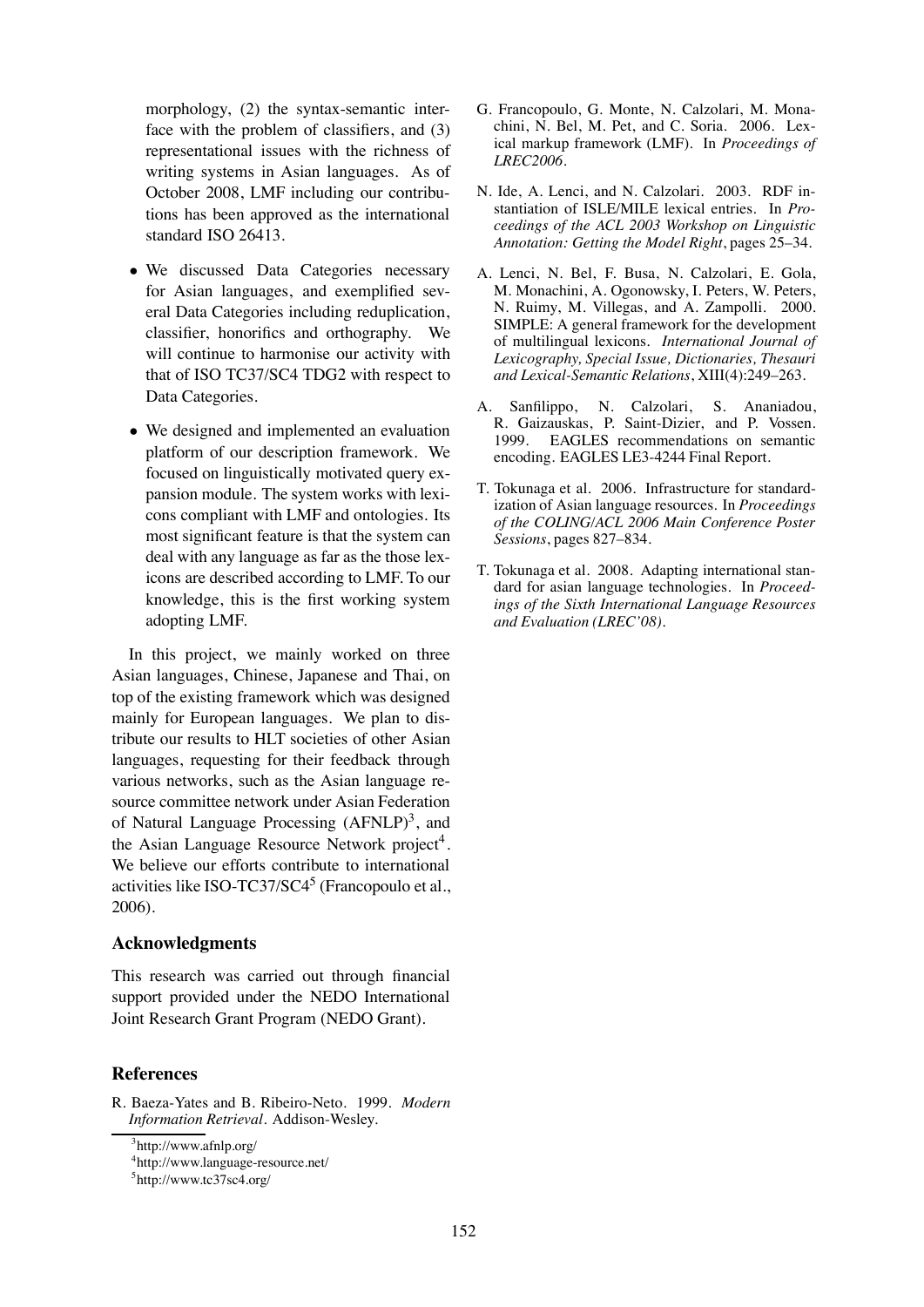morphology, (2) the syntax-semantic interface with the problem of classifiers, and (3) representational issues with the richness of writing systems in Asian languages. As of October 2008, LMF including our contributions has been approved as the international standard ISO 26413.

- We discussed Data Categories necessary for Asian languages, and exemplified several Data Categories including reduplication, classifier, honorifics and orthography. We will continue to harmonise our activity with that of ISO TC37/SC4 TDG2 with respect to Data Categories.
- We designed and implemented an evaluation platform of our description framework. We focused on linguistically motivated query expansion module. The system works with lexicons compliant with LMF and ontologies. Its most significant feature is that the system can deal with any language as far as the those lexicons are described according to LMF. To our knowledge, this is the first working system adopting LMF.

In this project, we mainly worked on three Asian languages, Chinese, Japanese and Thai, on top of the existing framework which was designed mainly for European languages. We plan to distribute our results to HLT societies of other Asian languages, requesting for their feedback through various networks, such as the Asian language resource committee network under Asian Federation of Natural Language Processing (AFNLP)[3], and the Asian Language Resource Network project[4]. We believe our efforts contribute to international activities like ISO-TC37/SC4[5] (Francopoulo et al., 2006).

## Acknowledgments

This research was carried out through financial support provided under the NEDO International Joint Research Grant Program (NEDO Grant).

## References

R. Baeza-Yates and B. Ribeiro-Neto. 1999. *Modern Information Retrieval*. Addison-Wesley.

G. Francopoulo, G. Monte, N. Calzolari, M. Monachini, N. Bel, M. Pet, and C. Soria. 2006. Lexical markup framework (LMF). In *Proceedings of LREC2006*.

N. Ide, A. Lenci, and N. Calzolari. 2003. RDF instantiation of ISLE/MILE lexical entries. In *Proceedings of the ACL 2003 Workshop on Linguistic Annotation: Getting the Model Right*, pages 25–34.

A. Lenci, N. Bel, F. Busa, N. Calzolari, E. Gola, M. Monachini, A. Ogonowsky, I. Peters, W. Peters, N. Ruimy, M. Villegas, and A. Zampolli. 2000. SIMPLE: A general framework for the development of multilingual lexicons. *International Journal of Lexicography, Special Issue, Dictionaries, Thesauri and Lexical-Semantic Relations*, XIII(4):249–263.

A. Sanfilippo, N. Calzolari, S. Ananiadou, R. Gaizauskas, P. Saint-Dizier, and P. Vossen. 1999. EAGLES recommendations on semantic encoding. EAGLES LE3-4244 Final Report.

T. Tokunaga et al. 2006. Infrastructure for standardization of Asian language resources. In *Proceedings of the COLING/ACL 2006 Main Conference Poster Sessions*, pages 827–834.

T. Tokunaga et al. 2008. Adapting international standard for asian language technologies. In *Proceedings of the Sixth International Language Resources and Evaluation (LREC'08)*.

[3] http://www.afnlp.org/

[4] http://www.language-resource.net/

[5] http://www.tc37sc4.org/